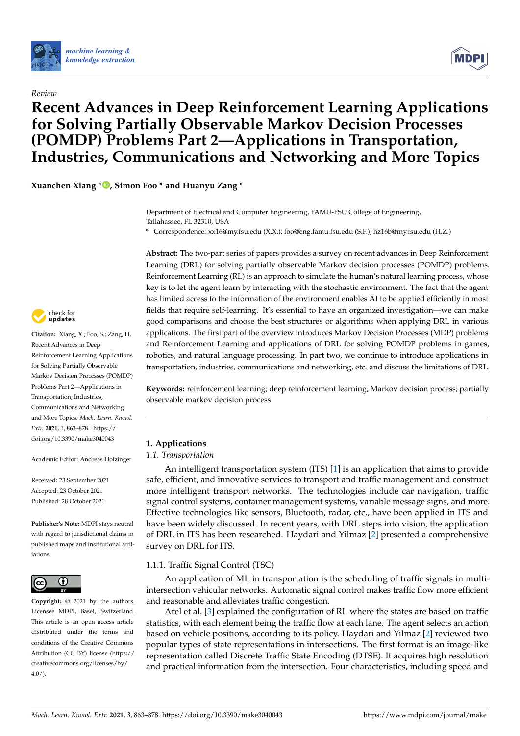*Review*

# Recent Advances in Deep Reinforcement Learning Applications for Solving Partially Observable Markov Decision Processes (POMDP) Problems Part 2—Applications in Transportation, Industries, Communications and Networking and More Topics

**Xuanchen Xiang \*, Simon Foo \* and Huanyu Zang \***

Department of Electrical and Computer Engineering, FAMU-FSU College of Engineering, Tallahassee, FL 32310, USA

\* Correspondence: xx16@my.fsu.edu (X.X.); foo@eng.famu.fsu.edu (S.F.); hz16b@my.fsu.edu (H.Z.)

**Abstract:** The two-part series of papers provides a survey on recent advances in Deep Reinforcement Learning (DRL) for solving partially observable Markov decision processes (POMDP) problems. Reinforcement Learning (RL) is an approach to simulate the human's natural learning process, whose key is to let the agent learn by interacting with the stochastic environment. The fact that the agent has limited access to the information of the environment enables AI to be applied efficiently in most fields that require self-learning. It's essential to have an organized investigation—we can make good comparisons and choose the best structures or algorithms when applying DRL in various applications. The first part of the overview introduces Markov Decision Processes (MDP) problems and Reinforcement Learning and applications of DRL for solving POMDP problems in games, robotics, and natural language processing. In part two, we continue to introduce applications in transportation, industries, communications and networking, etc. and discuss the limitations of DRL.

**Keywords:** reinforcement learning; deep reinforcement learning; Markov decision process; partially observable markov decision process

**Citation:** Xiang, X.; Foo, S.; Zang, H. Recent Advances in Deep Reinforcement Learning Applications for Solving Partially Observable Markov Decision Processes (POMDP) Problems Part 2—Applications in Transportation, Industries, Communications and Networking and More Topics. *Mach. Learn. Knowl. Extr.* **2021**, *3*, 863–878. https://doi.org/10.3390/make3040043

Academic Editor: Andreas Holzinger

Received: 23 September 2021
Accepted: 23 October 2021
Published: 28 October 2021

**Publisher's Note:** MDPI stays neutral with regard to jurisdictional claims in published maps and institutional affiliations.

**Copyright:** © 2021 by the authors. Licensee MDPI, Basel, Switzerland. This article is an open access article distributed under the terms and conditions of the Creative Commons Attribution (CC BY) license (https://creativecommons.org/licenses/by/4.0/).

## 1. Applications

### 1.1. Transportation

An intelligent transportation system (ITS) [1] is an application that aims to provide safe, efficient, and innovative services to transport and traffic management and construct more intelligent transport networks. The technologies include car navigation, traffic signal control systems, container management systems, variable message signs, and more. Effective technologies like sensors, Bluetooth, radar, etc., have been applied in ITS and have been widely discussed. In recent years, with DRL steps into vision, the application of DRL in ITS has been researched. Haydari and Yilmaz [2] presented a comprehensive survey on DRL for ITS.

#### 1.1.1. Traffic Signal Control (TSC)

An application of ML in transportation is the scheduling of traffic signals in multi-intersection vehicular networks. Automatic signal control makes traffic flow more efficient and reasonable and alleviates traffic congestion.

Arel et al. [3] explained the configuration of RL where the states are based on traffic statistics, with each element being the traffic flow at each lane. The agent selects an action based on vehicle positions, according to its policy. Haydari and Yilmaz [2] reviewed two popular types of state representations in intersections. The first format is an image-like representation called Discrete Traffic State Encoding (DTSE). It acquires high resolution and practical information from the intersection. Four characteristics, including speed and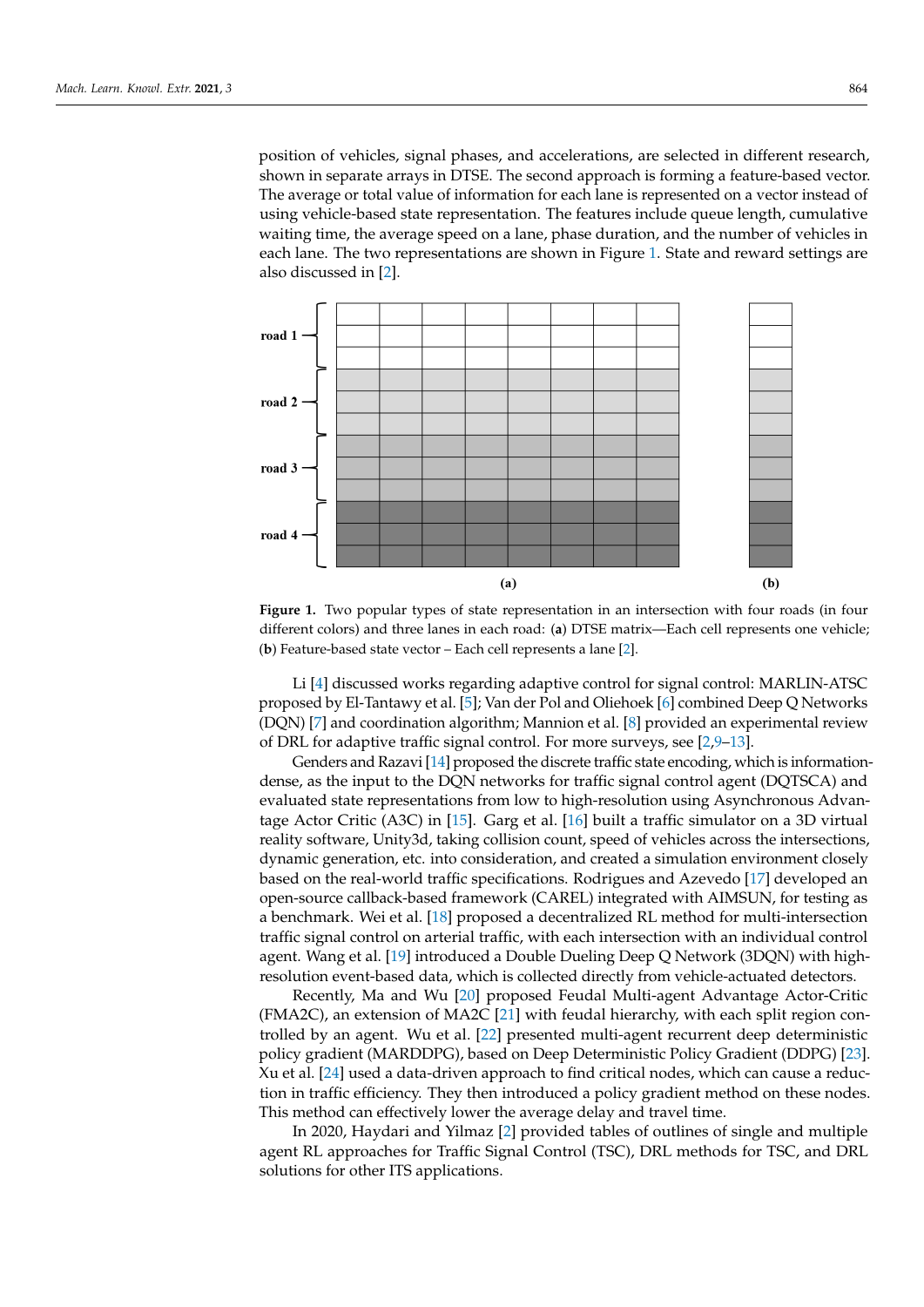position of vehicles, signal phases, and accelerations, are selected in different research, shown in separate arrays in DTSE. The second approach is forming a feature-based vector. The average or total value of information for each lane is represented on a vector instead of using vehicle-based state representation. The features include queue length, cumulative waiting time, the average speed on a lane, phase duration, and the number of vehicles in each lane. The two representations are shown in Figure 1. State and reward settings are also discussed in [2].

**Figure 1.** Two popular types of state representation in an intersection with four roads (in four different colors) and three lanes in each road: (**a**) DTSE matrix—Each cell represents one vehicle; (**b**) Feature-based state vector – Each cell represents a lane [2].

Li [4] discussed works regarding adaptive control for signal control: MARLIN-ATSC proposed by El-Tantawy et al. [5]; Van der Pol and Oliehoek [6] combined Deep Q Networks (DQN) [7] and coordination algorithm; Mannion et al. [8] provided an experimental review of DRL for adaptive traffic signal control. For more surveys, see [2,9–13].

Genders and Razavi [14] proposed the discrete traffic state encoding, which is information-dense, as the input to the DQN networks for traffic signal control agent (DQTSCA) and evaluated state representations from low to high-resolution using Asynchronous Advantage Actor Critic (A3C) in [15]. Garg et al. [16] built a traffic simulator on a 3D virtual reality software, Unity3d, taking collision count, speed of vehicles across the intersections, dynamic generation, etc. into consideration, and created a simulation environment closely based on the real-world traffic specifications. Rodrigues and Azevedo [17] developed an open-source callback-based framework (CAREL) integrated with AIMSUN, for testing as a benchmark. Wei et al. [18] proposed a decentralized RL method for multi-intersection traffic signal control on arterial traffic, with each intersection with an individual control agent. Wang et al. [19] introduced a Double Dueling Deep Q Network (3DQN) with high-resolution event-based data, which is collected directly from vehicle-actuated detectors.

Recently, Ma and Wu [20] proposed Feudal Multi-agent Advantage Actor-Critic (FMA2C), an extension of MA2C [21] with feudal hierarchy, with each split region controlled by an agent. Wu et al. [22] presented multi-agent recurrent deep deterministic policy gradient (MARDDPG), based on Deep Deterministic Policy Gradient (DDPG) [23]. Xu et al. [24] used a data-driven approach to find critical nodes, which can cause a reduction in traffic efficiency. They then introduced a policy gradient method on these nodes. This method can effectively lower the average delay and travel time.

In 2020, Haydari and Yilmaz [2] provided tables of outlines of single and multiple agent RL approaches for Traffic Signal Control (TSC), DRL methods for TSC, and DRL solutions for other ITS applications.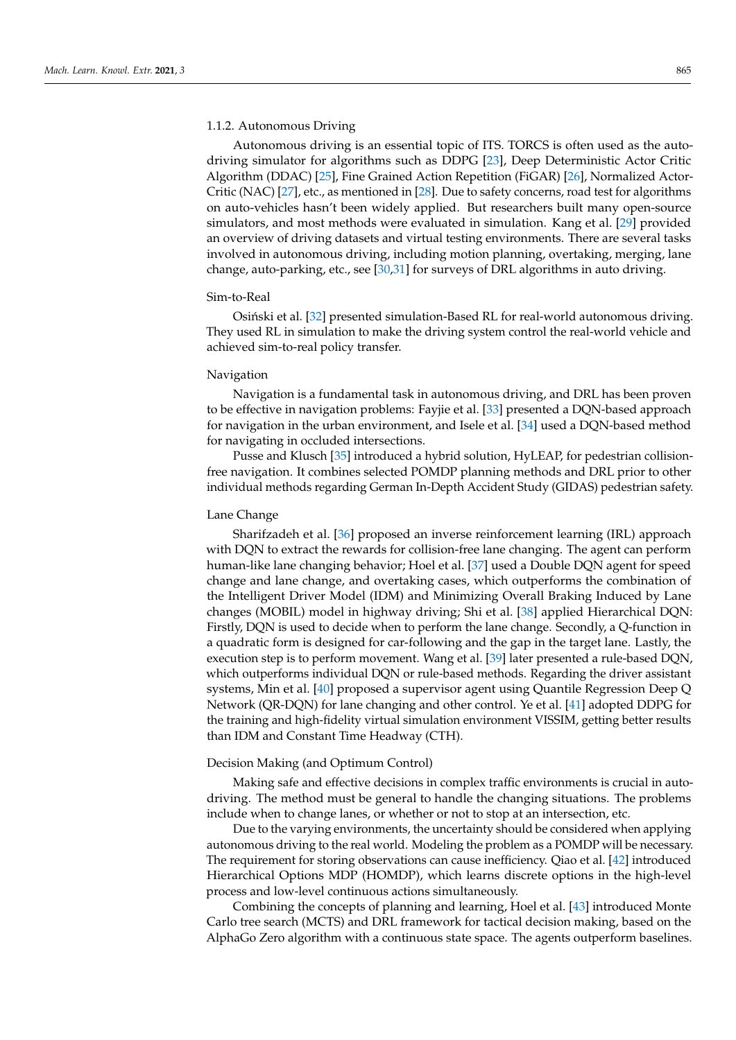#### 1.1.2. Autonomous Driving

Autonomous driving is an essential topic of ITS. TORCS is often used as the auto-driving simulator for algorithms such as DDPG [23], Deep Deterministic Actor Critic Algorithm (DDAC) [25], Fine Grained Action Repetition (FiGAR) [26], Normalized Actor-Critic (NAC) [27], etc., as mentioned in [28]. Due to safety concerns, road test for algorithms on auto-vehicles hasn't been widely applied. But researchers built many open-source simulators, and most methods were evaluated in simulation. Kang et al. [29] provided an overview of driving datasets and virtual testing environments. There are several tasks involved in autonomous driving, including motion planning, overtaking, merging, lane change, auto-parking, etc., see [30,31] for surveys of DRL algorithms in auto driving.

##### Sim-to-Real

Osiński et al. [32] presented simulation-Based RL for real-world autonomous driving. They used RL in simulation to make the driving system control the real-world vehicle and achieved sim-to-real policy transfer.

##### Navigation

Navigation is a fundamental task in autonomous driving, and DRL has been proven to be effective in navigation problems: Fayjie et al. [33] presented a DQN-based approach for navigation in the urban environment, and Isele et al. [34] used a DQN-based method for navigating in occluded intersections.

Pusse and Klusch [35] introduced a hybrid solution, HyLEAP, for pedestrian collision-free navigation. It combines selected POMDP planning methods and DRL prior to other individual methods regarding German In-Depth Accident Study (GIDAS) pedestrian safety.

##### Lane Change

Sharifzadeh et al. [36] proposed an inverse reinforcement learning (IRL) approach with DQN to extract the rewards for collision-free lane changing. The agent can perform human-like lane changing behavior; Hoel et al. [37] used a Double DQN agent for speed change and lane change, and overtaking cases, which outperforms the combination of the Intelligent Driver Model (IDM) and Minimizing Overall Braking Induced by Lane changes (MOBIL) model in highway driving; Shi et al. [38] applied Hierarchical DQN: Firstly, DQN is used to decide when to perform the lane change. Secondly, a Q-function in a quadratic form is designed for car-following and the gap in the target lane. Lastly, the execution step is to perform movement. Wang et al. [39] later presented a rule-based DQN, which outperforms individual DQN or rule-based methods. Regarding the driver assistant systems, Min et al. [40] proposed a supervisor agent using Quantile Regression Deep Q Network (QR-DQN) for lane changing and other control. Ye et al. [41] adopted DDPG for the training and high-fidelity virtual simulation environment VISSIM, getting better results than IDM and Constant Time Headway (CTH).

##### Decision Making (and Optimum Control)

Making safe and effective decisions in complex traffic environments is crucial in auto-driving. The method must be general to handle the changing situations. The problems include when to change lanes, or whether or not to stop at an intersection, etc.

Due to the varying environments, the uncertainty should be considered when applying autonomous driving to the real world. Modeling the problem as a POMDP will be necessary. The requirement for storing observations can cause inefficiency. Qiao et al. [42] introduced Hierarchical Options MDP (HOMDP), which learns discrete options in the high-level process and low-level continuous actions simultaneously.

Combining the concepts of planning and learning, Hoel et al. [43] introduced Monte Carlo tree search (MCTS) and DRL framework for tactical decision making, based on the AlphaGo Zero algorithm with a continuous state space. The agents outperform baselines.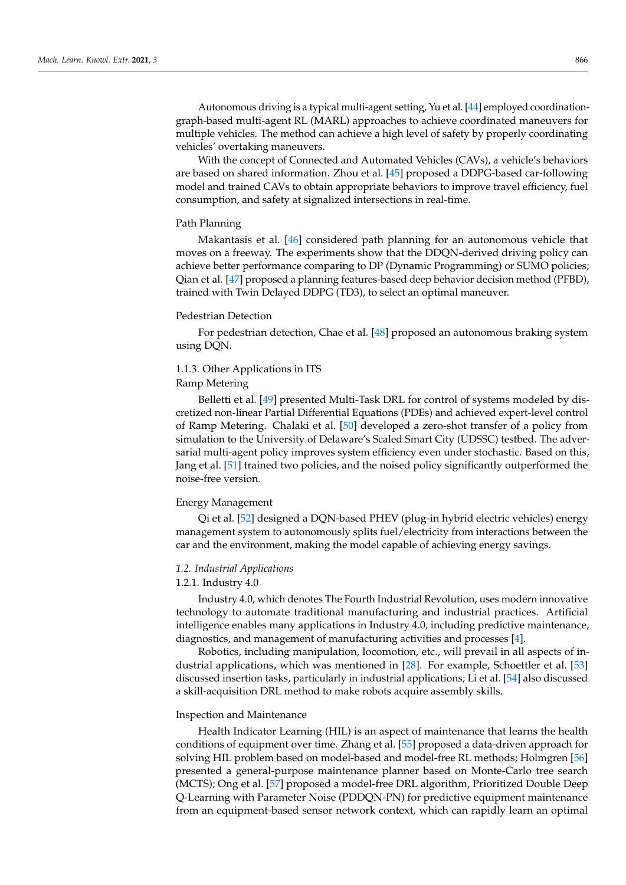Autonomous driving is a typical multi-agent setting, Yu et al. [44] employed coordination-graph-based multi-agent RL (MARL) approaches to achieve coordinated maneuvers for multiple vehicles. The method can achieve a high level of safety by properly coordinating vehicles' overtaking maneuvers.

With the concept of Connected and Automated Vehicles (CAVs), a vehicle's behaviors are based on shared information. Zhou et al. [45] proposed a DDPG-based car-following model and trained CAVs to obtain appropriate behaviors to improve travel efficiency, fuel consumption, and safety at signalized intersections in real-time.

Path Planning

Makantasis et al. [46] considered path planning for an autonomous vehicle that moves on a freeway. The experiments show that the DDQN-derived driving policy can achieve better performance comparing to DP (Dynamic Programming) or SUMO policies; Qian et al. [47] proposed a planning features-based deep behavior decision method (PFBD), trained with Twin Delayed DDPG (TD3), to select an optimal maneuver.

Pedestrian Detection

For pedestrian detection, Chae et al. [48] proposed an autonomous braking system using DQN.

#### 1.1.3. Other Applications in ITS

Ramp Metering

Belletti et al. [49] presented Multi-Task DRL for control of systems modeled by discretized non-linear Partial Differential Equations (PDEs) and achieved expert-level control of Ramp Metering. Chalaki et al. [50] developed a zero-shot transfer of a policy from simulation to the University of Delaware's Scaled Smart City (UDSSC) testbed. The adversarial multi-agent policy improves system efficiency even under stochastic. Based on this, Jang et al. [51] trained two policies, and the noised policy significantly outperformed the noise-free version.

Energy Management

Qi et al. [52] designed a DQN-based PHEV (plug-in hybrid electric vehicles) energy management system to autonomously splits fuel/electricity from interactions between the car and the environment, making the model capable of achieving energy savings.

### *1.2. Industrial Applications*

#### 1.2.1. Industry 4.0

Industry 4.0, which denotes The Fourth Industrial Revolution, uses modern innovative technology to automate traditional manufacturing and industrial practices. Artificial intelligence enables many applications in Industry 4.0, including predictive maintenance, diagnostics, and management of manufacturing activities and processes [4].

Robotics, including manipulation, locomotion, etc., will prevail in all aspects of industrial applications, which was mentioned in [28]. For example, Schoettler et al. [53] discussed insertion tasks, particularly in industrial applications; Li et al. [54] also discussed a skill-acquisition DRL method to make robots acquire assembly skills.

Inspection and Maintenance

Health Indicator Learning (HIL) is an aspect of maintenance that learns the health conditions of equipment over time. Zhang et al. [55] proposed a data-driven approach for solving HIL problem based on model-based and model-free RL methods; Holmgren [56] presented a general-purpose maintenance planner based on Monte-Carlo tree search (MCTS); Ong et al. [57] proposed a model-free DRL algorithm, Prioritized Double Deep Q-Learning with Parameter Noise (PDDQN-PN) for predictive equipment maintenance from an equipment-based sensor network context, which can rapidly learn an optimal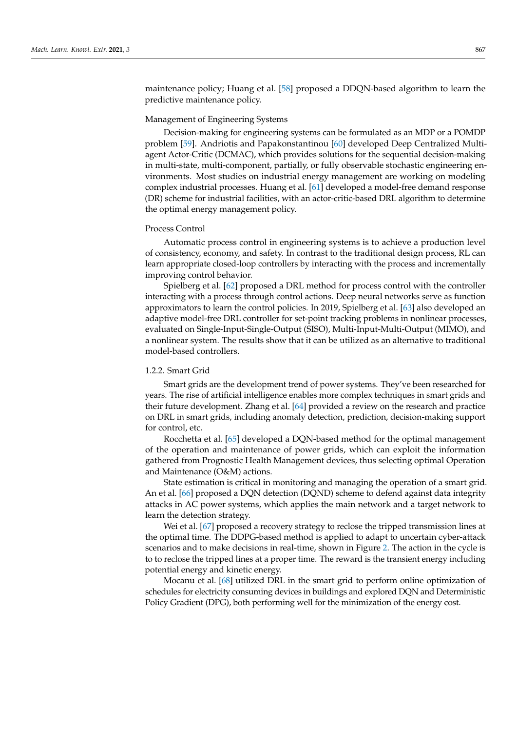maintenance policy; Huang et al. [58] proposed a DDQN-based algorithm to learn the predictive maintenance policy.

Management of Engineering Systems

Decision-making for engineering systems can be formulated as an MDP or a POMDP problem [59]. Andriotis and Papakonstantinou [60] developed Deep Centralized Multi-agent Actor-Critic (DCMAC), which provides solutions for the sequential decision-making in multi-state, multi-component, partially, or fully observable stochastic engineering environments. Most studies on industrial energy management are working on modeling complex industrial processes. Huang et al. [61] developed a model-free demand response (DR) scheme for industrial facilities, with an actor-critic-based DRL algorithm to determine the optimal energy management policy.

Process Control

Automatic process control in engineering systems is to achieve a production level of consistency, economy, and safety. In contrast to the traditional design process, RL can learn appropriate closed-loop controllers by interacting with the process and incrementally improving control behavior.

Spielberg et al. [62] proposed a DRL method for process control with the controller interacting with a process through control actions. Deep neural networks serve as function approximators to learn the control policies. In 2019, Spielberg et al. [63] also developed an adaptive model-free DRL controller for set-point tracking problems in nonlinear processes, evaluated on Single-Input-Single-Output (SISO), Multi-Input-Multi-Output (MIMO), and a nonlinear system. The results show that it can be utilized as an alternative to traditional model-based controllers.

### 1.2.2. Smart Grid

Smart grids are the development trend of power systems. They've been researched for years. The rise of artificial intelligence enables more complex techniques in smart grids and their future development. Zhang et al. [64] provided a review on the research and practice on DRL in smart grids, including anomaly detection, prediction, decision-making support for control, etc.

Rocchetta et al. [65] developed a DQN-based method for the optimal management of the operation and maintenance of power grids, which can exploit the information gathered from Prognostic Health Management devices, thus selecting optimal Operation and Maintenance (O&M) actions.

State estimation is critical in monitoring and managing the operation of a smart grid. An et al. [66] proposed a DQN detection (DQND) scheme to defend against data integrity attacks in AC power systems, which applies the main network and a target network to learn the detection strategy.

Wei et al. [67] proposed a recovery strategy to reclose the tripped transmission lines at the optimal time. The DDPG-based method is applied to adapt to uncertain cyber-attack scenarios and to make decisions in real-time, shown in Figure 2. The action in the cycle is to to reclose the tripped lines at a proper time. The reward is the transient energy including potential energy and kinetic energy.

Mocanu et al. [68] utilized DRL in the smart grid to perform online optimization of schedules for electricity consuming devices in buildings and explored DQN and Deterministic Policy Gradient (DPG), both performing well for the minimization of the energy cost.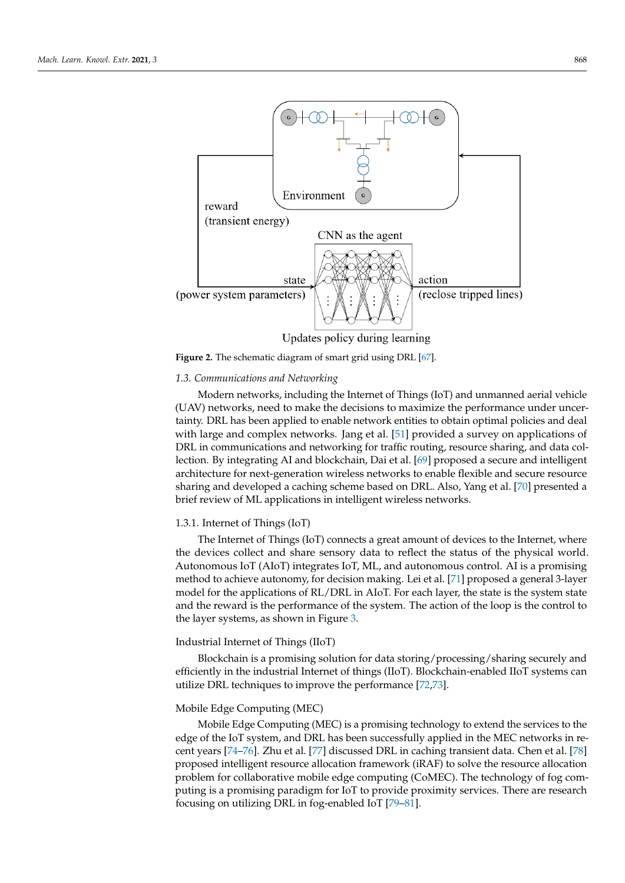Figure 2. The schematic diagram of smart grid using DRL [67].

### 1.3. Communications and Networking

Modern networks, including the Internet of Things (IoT) and unmanned aerial vehicle (UAV) networks, need to make the decisions to maximize the performance under uncertainty. DRL has been applied to enable network entities to obtain optimal policies and deal with large and complex networks. Jang et al. [51] provided a survey on applications of DRL in communications and networking for traffic routing, resource sharing, and data collection. By integrating AI and blockchain, Dai et al. [69] proposed a secure and intelligent architecture for next-generation wireless networks to enable flexible and secure resource sharing and developed a caching scheme based on DRL. Also, Yang et al. [70] presented a brief review of ML applications in intelligent wireless networks.

#### 1.3.1. Internet of Things (IoT)

The Internet of Things (IoT) connects a great amount of devices to the Internet, where the devices collect and share sensory data to reflect the status of the physical world. Autonomous IoT (AIoT) integrates IoT, ML, and autonomous control. AI is a promising method to achieve autonomy, for decision making. Lei et al. [71] proposed a general 3-layer model for the applications of RL/DRL in AIoT. For each layer, the state is the system state and the reward is the performance of the system. The action of the loop is the control to the layer systems, as shown in Figure 3.

##### Industrial Internet of Things (IIoT)

Blockchain is a promising solution for data storing/processing/sharing securely and efficiently in the industrial Internet of things (IIoT). Blockchain-enabled IIoT systems can utilize DRL techniques to improve the performance [72,73].

##### Mobile Edge Computing (MEC)

Mobile Edge Computing (MEC) is a promising technology to extend the services to the edge of the IoT system, and DRL has been successfully applied in the MEC networks in recent years [74–76]. Zhu et al. [77] discussed DRL in caching transient data. Chen et al. [78] proposed intelligent resource allocation framework (iRAF) to solve the resource allocation problem for collaborative mobile edge computing (CoMEC). The technology of fog computing is a promising paradigm for IoT to provide proximity services. There are research focusing on utilizing DRL in fog-enabled IoT [79–81].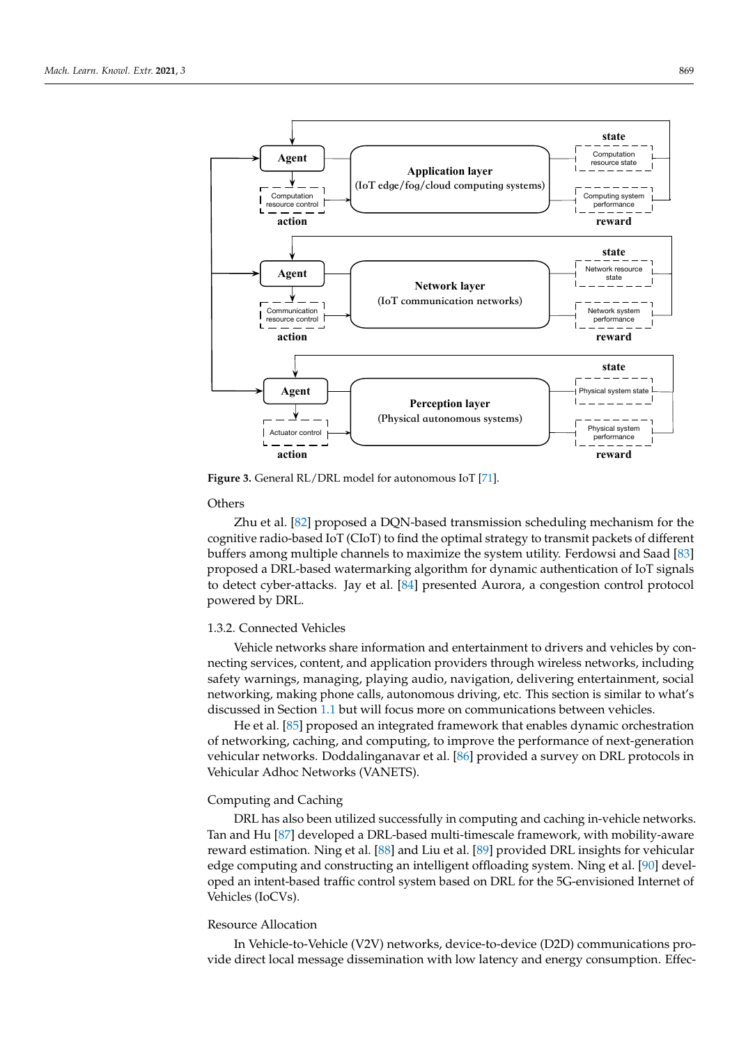**Figure 3.** General RL/DRL model for autonomous IoT [71].

Others

Zhu et al. [82] proposed a DQN-based transmission scheduling mechanism for the cognitive radio-based IoT (CIoT) to find the optimal strategy to transmit packets of different buffers among multiple channels to maximize the system utility. Ferdowsi and Saad [83] proposed a DRL-based watermarking algorithm for dynamic authentication of IoT signals to detect cyber-attacks. Jay et al. [84] presented Aurora, a congestion control protocol powered by DRL.

1.3.2. Connected Vehicles

Vehicle networks share information and entertainment to drivers and vehicles by connecting services, content, and application providers through wireless networks, including safety warnings, managing, playing audio, navigation, delivering entertainment, social networking, making phone calls, autonomous driving, etc. This section is similar to what's discussed in Section 1.1 but will focus more on communications between vehicles.

He et al. [85] proposed an integrated framework that enables dynamic orchestration of networking, caching, and computing, to improve the performance of next-generation vehicular networks. Doddalinganavar et al. [86] provided a survey on DRL protocols in Vehicular Adhoc Networks (VANETS).

Computing and Caching

DRL has also been utilized successfully in computing and caching in-vehicle networks. Tan and Hu [87] developed a DRL-based multi-timescale framework, with mobility-aware reward estimation. Ning et al. [88] and Liu et al. [89] provided DRL insights for vehicular edge computing and constructing an intelligent offloading system. Ning et al. [90] developed an intent-based traffic control system based on DRL for the 5G-envisioned Internet of Vehicles (IoCVs).

Resource Allocation

In Vehicle-to-Vehicle (V2V) networks, device-to-device (D2D) communications provide direct local message dissemination with low latency and energy consumption. Effec-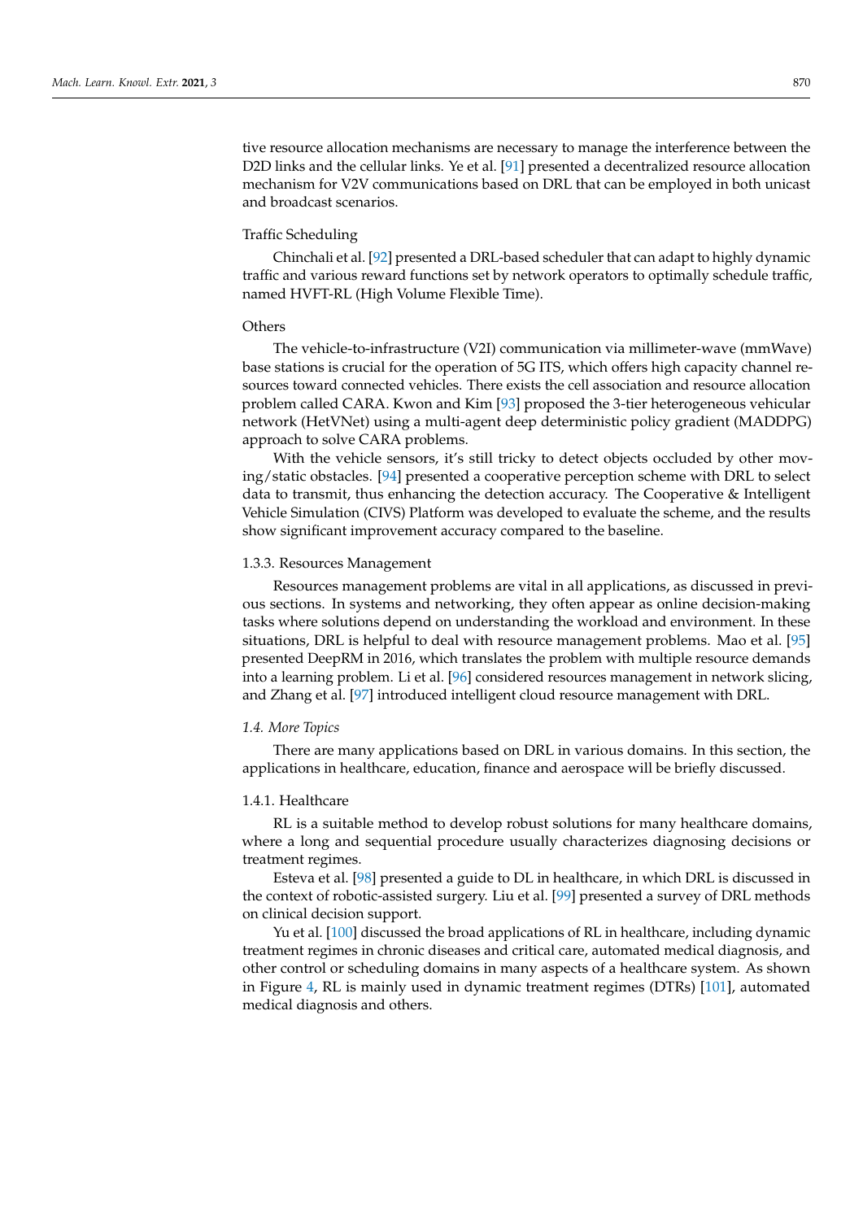tive resource allocation mechanisms are necessary to manage the interference between the D2D links and the cellular links. Ye et al. [91] presented a decentralized resource allocation mechanism for V2V communications based on DRL that can be employed in both unicast and broadcast scenarios.

Traffic Scheduling

Chinchali et al. [92] presented a DRL-based scheduler that can adapt to highly dynamic traffic and various reward functions set by network operators to optimally schedule traffic, named HVFT-RL (High Volume Flexible Time).

Others

The vehicle-to-infrastructure (V2I) communication via millimeter-wave (mmWave) base stations is crucial for the operation of 5G ITS, which offers high capacity channel resources toward connected vehicles. There exists the cell association and resource allocation problem called CARA. Kwon and Kim [93] proposed the 3-tier heterogeneous vehicular network (HetVNet) using a multi-agent deep deterministic policy gradient (MADDPG) approach to solve CARA problems.

With the vehicle sensors, it's still tricky to detect objects occluded by other moving/static obstacles. [94] presented a cooperative perception scheme with DRL to select data to transmit, thus enhancing the detection accuracy. The Cooperative & Intelligent Vehicle Simulation (CIVS) Platform was developed to evaluate the scheme, and the results show significant improvement accuracy compared to the baseline.

#### 1.3.3. Resources Management

Resources management problems are vital in all applications, as discussed in previous sections. In systems and networking, they often appear as online decision-making tasks where solutions depend on understanding the workload and environment. In these situations, DRL is helpful to deal with resource management problems. Mao et al. [95] presented DeepRM in 2016, which translates the problem with multiple resource demands into a learning problem. Li et al. [96] considered resources management in network slicing, and Zhang et al. [97] introduced intelligent cloud resource management with DRL.

### *1.4. More Topics*

There are many applications based on DRL in various domains. In this section, the applications in healthcare, education, finance and aerospace will be briefly discussed.

#### 1.4.1. Healthcare

RL is a suitable method to develop robust solutions for many healthcare domains, where a long and sequential procedure usually characterizes diagnosing decisions or treatment regimes.

Esteva et al. [98] presented a guide to DL in healthcare, in which DRL is discussed in the context of robotic-assisted surgery. Liu et al. [99] presented a survey of DRL methods on clinical decision support.

Yu et al. [100] discussed the broad applications of RL in healthcare, including dynamic treatment regimes in chronic diseases and critical care, automated medical diagnosis, and other control or scheduling domains in many aspects of a healthcare system. As shown in Figure 4, RL is mainly used in dynamic treatment regimes (DTRs) [101], automated medical diagnosis and others.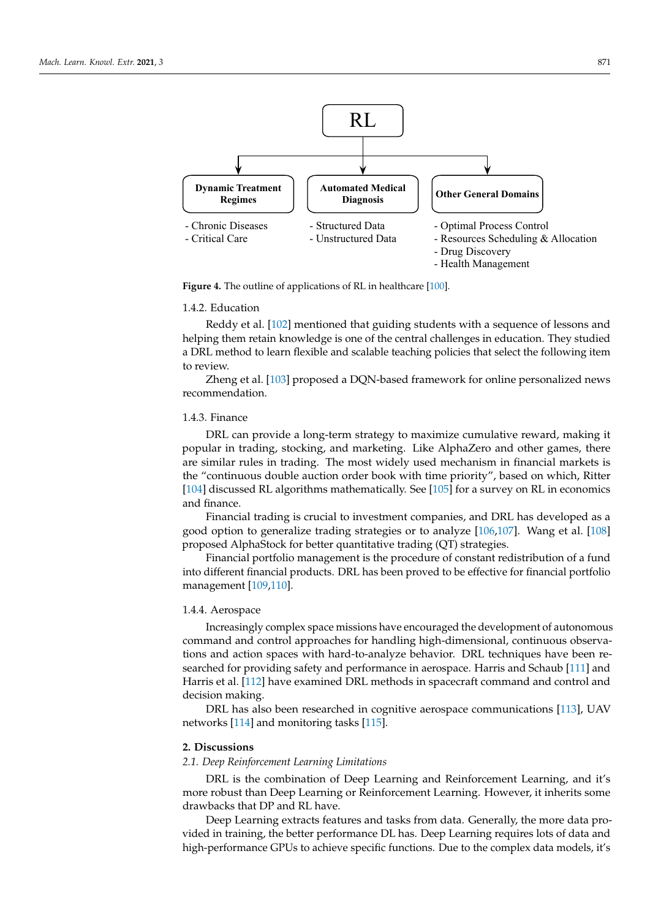RL

**Dynamic Treatment Regimes**
- Chronic Diseases
- Critical Care

**Automated Medical Diagnosis**
- Structured Data
- Unstructured Data

**Other General Domains**
- Optimal Process Control
- Resources Scheduling & Allocation
- Drug Discovery
- Health Management

**Figure 4.** The outline of applications of RL in healthcare [100].

#### 1.4.2. Education

Reddy et al. [102] mentioned that guiding students with a sequence of lessons and helping them retain knowledge is one of the central challenges in education. They studied a DRL method to learn flexible and scalable teaching policies that select the following item to review.

Zheng et al. [103] proposed a DQN-based framework for online personalized news recommendation.

#### 1.4.3. Finance

DRL can provide a long-term strategy to maximize cumulative reward, making it popular in trading, stocking, and marketing. Like AlphaZero and other games, there are similar rules in trading. The most widely used mechanism in financial markets is the "continuous double auction order book with time priority", based on which, Ritter [104] discussed RL algorithms mathematically. See [105] for a survey on RL in economics and finance.

Financial trading is crucial to investment companies, and DRL has developed as a good option to generalize trading strategies or to analyze [106,107]. Wang et al. [108] proposed AlphaStock for better quantitative trading (QT) strategies.

Financial portfolio management is the procedure of constant redistribution of a fund into different financial products. DRL has been proved to be effective for financial portfolio management [109,110].

#### 1.4.4. Aerospace

Increasingly complex space missions have encouraged the development of autonomous command and control approaches for handling high-dimensional, continuous observations and action spaces with hard-to-analyze behavior. DRL techniques have been researched for providing safety and performance in aerospace. Harris and Schaub [111] and Harris et al. [112] have examined DRL methods in spacecraft command and control and decision making.

DRL has also been researched in cognitive aerospace communications [113], UAV networks [114] and monitoring tasks [115].

## 2. Discussions

### *2.1. Deep Reinforcement Learning Limitations*

DRL is the combination of Deep Learning and Reinforcement Learning, and it's more robust than Deep Learning or Reinforcement Learning. However, it inherits some drawbacks that DP and RL have.

Deep Learning extracts features and tasks from data. Generally, the more data provided in training, the better performance DL has. Deep Learning requires lots of data and high-performance GPUs to achieve specific functions. Due to the complex data models, it's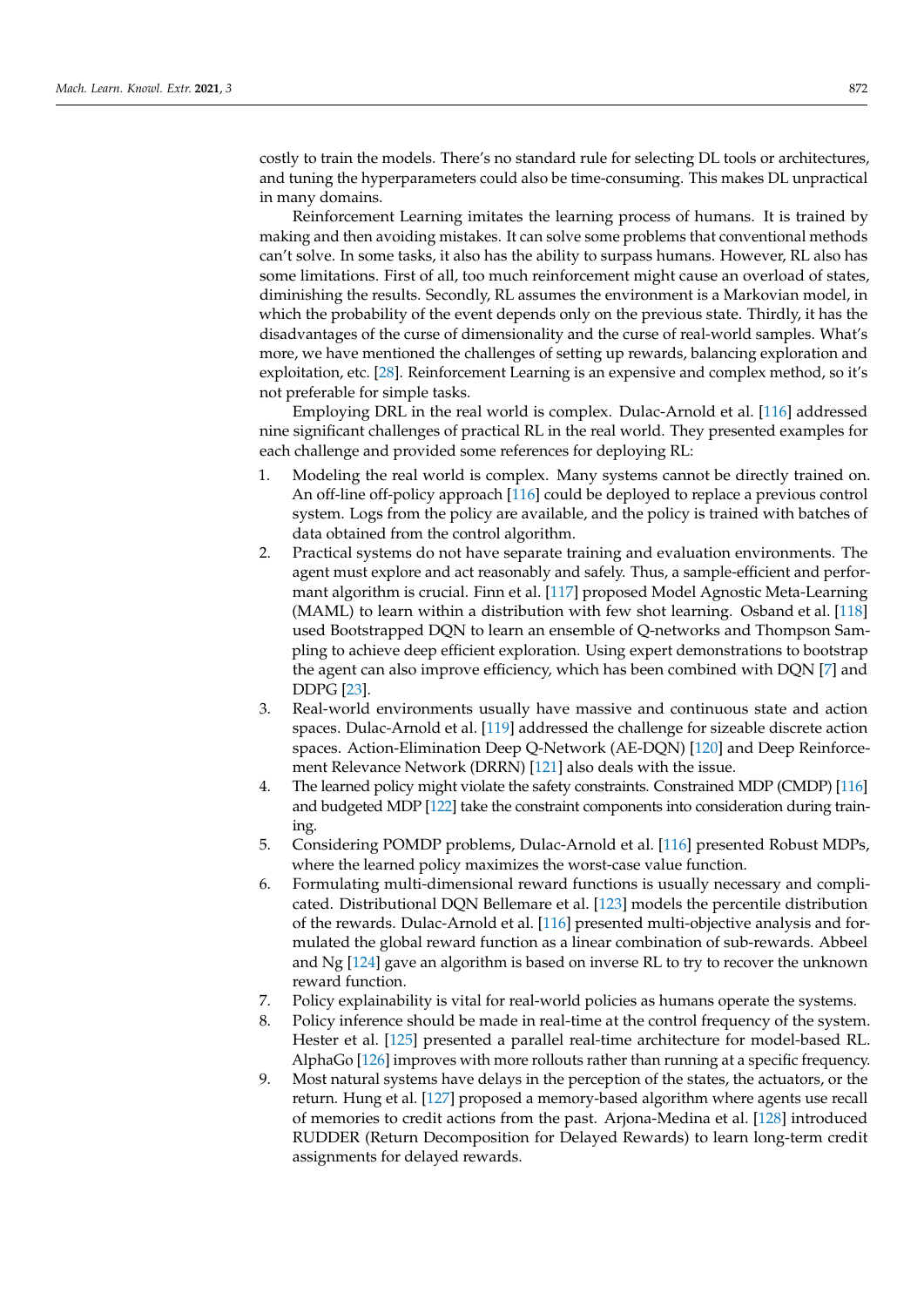costly to train the models. There's no standard rule for selecting DL tools or architectures, and tuning the hyperparameters could also be time-consuming. This makes DL unpractical in many domains.

Reinforcement Learning imitates the learning process of humans. It is trained by making and then avoiding mistakes. It can solve some problems that conventional methods can't solve. In some tasks, it also has the ability to surpass humans. However, RL also has some limitations. First of all, too much reinforcement might cause an overload of states, diminishing the results. Secondly, RL assumes the environment is a Markovian model, in which the probability of the event depends only on the previous state. Thirdly, it has the disadvantages of the curse of dimensionality and the curse of real-world samples. What's more, we have mentioned the challenges of setting up rewards, balancing exploration and exploitation, etc. [28]. Reinforcement Learning is an expensive and complex method, so it's not preferable for simple tasks.

Employing DRL in the real world is complex. Dulac-Arnold et al. [116] addressed nine significant challenges of practical RL in the real world. They presented examples for each challenge and provided some references for deploying RL:

1. Modeling the real world is complex. Many systems cannot be directly trained on. An off-line off-policy approach [116] could be deployed to replace a previous control system. Logs from the policy are available, and the policy is trained with batches of data obtained from the control algorithm.
2. Practical systems do not have separate training and evaluation environments. The agent must explore and act reasonably and safely. Thus, a sample-efficient and performant algorithm is crucial. Finn et al. [117] proposed Model Agnostic Meta-Learning (MAML) to learn within a distribution with few shot learning. Osband et al. [118] used Bootstrapped DQN to learn an ensemble of Q-networks and Thompson Sampling to achieve deep efficient exploration. Using expert demonstrations to bootstrap the agent can also improve efficiency, which has been combined with DQN [7] and DDPG [23].
3. Real-world environments usually have massive and continuous state and action spaces. Dulac-Arnold et al. [119] addressed the challenge for sizeable discrete action spaces. Action-Elimination Deep Q-Network (AE-DQN) [120] and Deep Reinforcement Relevance Network (DRRN) [121] also deals with the issue.
4. The learned policy might violate the safety constraints. Constrained MDP (CMDP) [116] and budgeted MDP [122] take the constraint components into consideration during training.
5. Considering POMDP problems, Dulac-Arnold et al. [116] presented Robust MDPs, where the learned policy maximizes the worst-case value function.
6. Formulating multi-dimensional reward functions is usually necessary and complicated. Distributional DQN Bellemare et al. [123] models the percentile distribution of the rewards. Dulac-Arnold et al. [116] presented multi-objective analysis and formulated the global reward function as a linear combination of sub-rewards. Abbeel and Ng [124] gave an algorithm is based on inverse RL to try to recover the unknown reward function.
7. Policy explainability is vital for real-world policies as humans operate the systems.
8. Policy inference should be made in real-time at the control frequency of the system. Hester et al. [125] presented a parallel real-time architecture for model-based RL. AlphaGo [126] improves with more rollouts rather than running at a specific frequency.
9. Most natural systems have delays in the perception of the states, the actuators, or the return. Hung et al. [127] proposed a memory-based algorithm where agents use recall of memories to credit actions from the past. Arjona-Medina et al. [128] introduced RUDDER (Return Decomposition for Delayed Rewards) to learn long-term credit assignments for delayed rewards.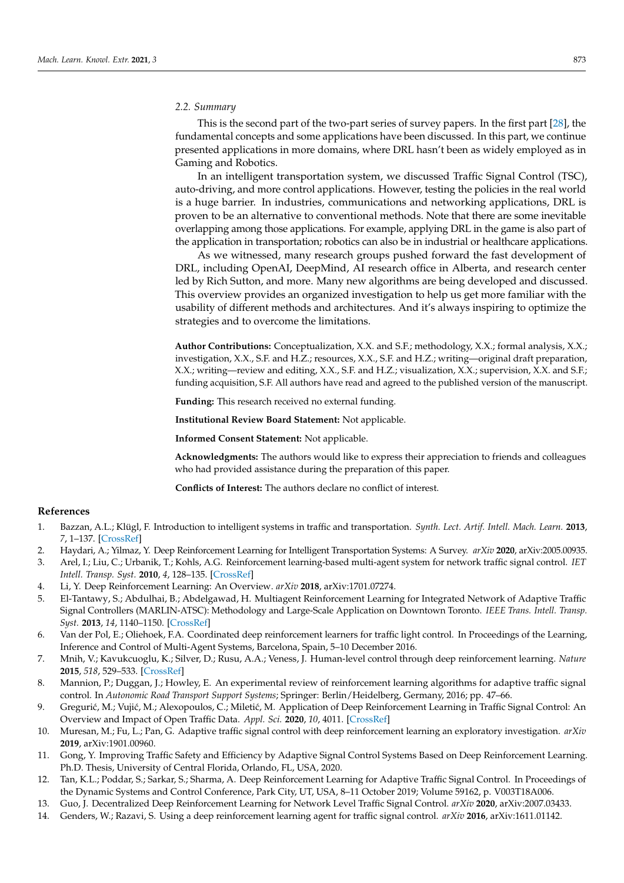### 2.2. Summary

This is the second part of the two-part series of survey papers. In the first part [28], the fundamental concepts and some applications have been discussed. In this part, we continue presented applications in more domains, where DRL hasn't been as widely employed as in Gaming and Robotics.

In an intelligent transportation system, we discussed Traffic Signal Control (TSC), auto-driving, and more control applications. However, testing the policies in the real world is a huge barrier. In industries, communications and networking applications, DRL is proven to be an alternative to conventional methods. Note that there are some inevitable overlapping among those applications. For example, applying DRL in the game is also part of the application in transportation; robotics can also be in industrial or healthcare applications.

As we witnessed, many research groups pushed forward the fast development of DRL, including OpenAI, DeepMind, AI research office in Alberta, and research center led by Rich Sutton, and more. Many new algorithms are being developed and discussed. This overview provides an organized investigation to help us get more familiar with the usability of different methods and architectures. And it's always inspiring to optimize the strategies and to overcome the limitations.

**Author Contributions:** Conceptualization, X.X. and S.F.; methodology, X.X.; formal analysis, X.X.; investigation, X.X., S.F. and H.Z.; resources, X.X., S.F. and H.Z.; writing—original draft preparation, X.X.; writing—review and editing, X.X., S.F. and H.Z.; visualization, X.X.; supervision, X.X. and S.F.; funding acquisition, S.F. All authors have read and agreed to the published version of the manuscript.

**Funding:** This research received no external funding.

**Institutional Review Board Statement:** Not applicable.

**Informed Consent Statement:** Not applicable.

**Acknowledgments:** The authors would like to express their appreciation to friends and colleagues who had provided assistance during the preparation of this paper.

**Conflicts of Interest:** The authors declare no conflict of interest.

## References

1. Bazzan, A.L.; Klügl, F. Introduction to intelligent systems in traffic and transportation. *Synth. Lect. Artif. Intell. Mach. Learn.* **2013**, *7*, 1–137. [CrossRef]
2. Haydari, A.; Yilmaz, Y. Deep Reinforcement Learning for Intelligent Transportation Systems: A Survey. *arXiv* **2020**, arXiv:2005.00935.
3. Arel, I.; Liu, C.; Urbanik, T.; Kohls, A.G. Reinforcement learning-based multi-agent system for network traffic signal control. *IET Intell. Transp. Syst.* **2010**, *4*, 128–135. [CrossRef]
4. Li, Y. Deep Reinforcement Learning: An Overview. *arXiv* **2018**, arXiv:1701.07274.
5. El-Tantawy, S.; Abdulhai, B.; Abdelgawad, H. Multiagent Reinforcement Learning for Integrated Network of Adaptive Traffic Signal Controllers (MARLIN-ATSC): Methodology and Large-Scale Application on Downtown Toronto. *IEEE Trans. Intell. Transp. Syst.* **2013**, *14*, 1140–1150. [CrossRef]
6. Van der Pol, E.; Oliehoek, F.A. Coordinated deep reinforcement learners for traffic light control. In Proceedings of the Learning, Inference and Control of Multi-Agent Systems, Barcelona, Spain, 5–10 December 2016.
7. Mnih, V.; Kavukcuoglu, K.; Silver, D.; Rusu, A.A.; Veness, J. Human-level control through deep reinforcement learning. *Nature* **2015**, *518*, 529–533. [CrossRef]
8. Mannion, P.; Duggan, J.; Howley, E. An experimental review of reinforcement learning algorithms for adaptive traffic signal control. In *Autonomic Road Transport Support Systems*; Springer: Berlin/Heidelberg, Germany, 2016; pp. 47–66.
9. Gregurić, M.; Vujić, M.; Alexopoulos, C.; Miletić, M. Application of Deep Reinforcement Learning in Traffic Signal Control: An Overview and Impact of Open Traffic Data. *Appl. Sci.* **2020**, *10*, 4011. [CrossRef]
10. Muresan, M.; Fu, L.; Pan, G. Adaptive traffic signal control with deep reinforcement learning an exploratory investigation. *arXiv* **2019**, arXiv:1901.00960.
11. Gong, Y. Improving Traffic Safety and Efficiency by Adaptive Signal Control Systems Based on Deep Reinforcement Learning. Ph.D. Thesis, University of Central Florida, Orlando, FL, USA, 2020.
12. Tan, K.L.; Poddar, S.; Sarkar, S.; Sharma, A. Deep Reinforcement Learning for Adaptive Traffic Signal Control. In Proceedings of the Dynamic Systems and Control Conference, Park City, UT, USA, 8–11 October 2019; Volume 59162, p. V003T18A006.
13. Guo, J. Decentralized Deep Reinforcement Learning for Network Level Traffic Signal Control. *arXiv* **2020**, arXiv:2007.03433.
14. Genders, W.; Razavi, S. Using a deep reinforcement learning agent for traffic signal control. *arXiv* **2016**, arXiv:1611.01142.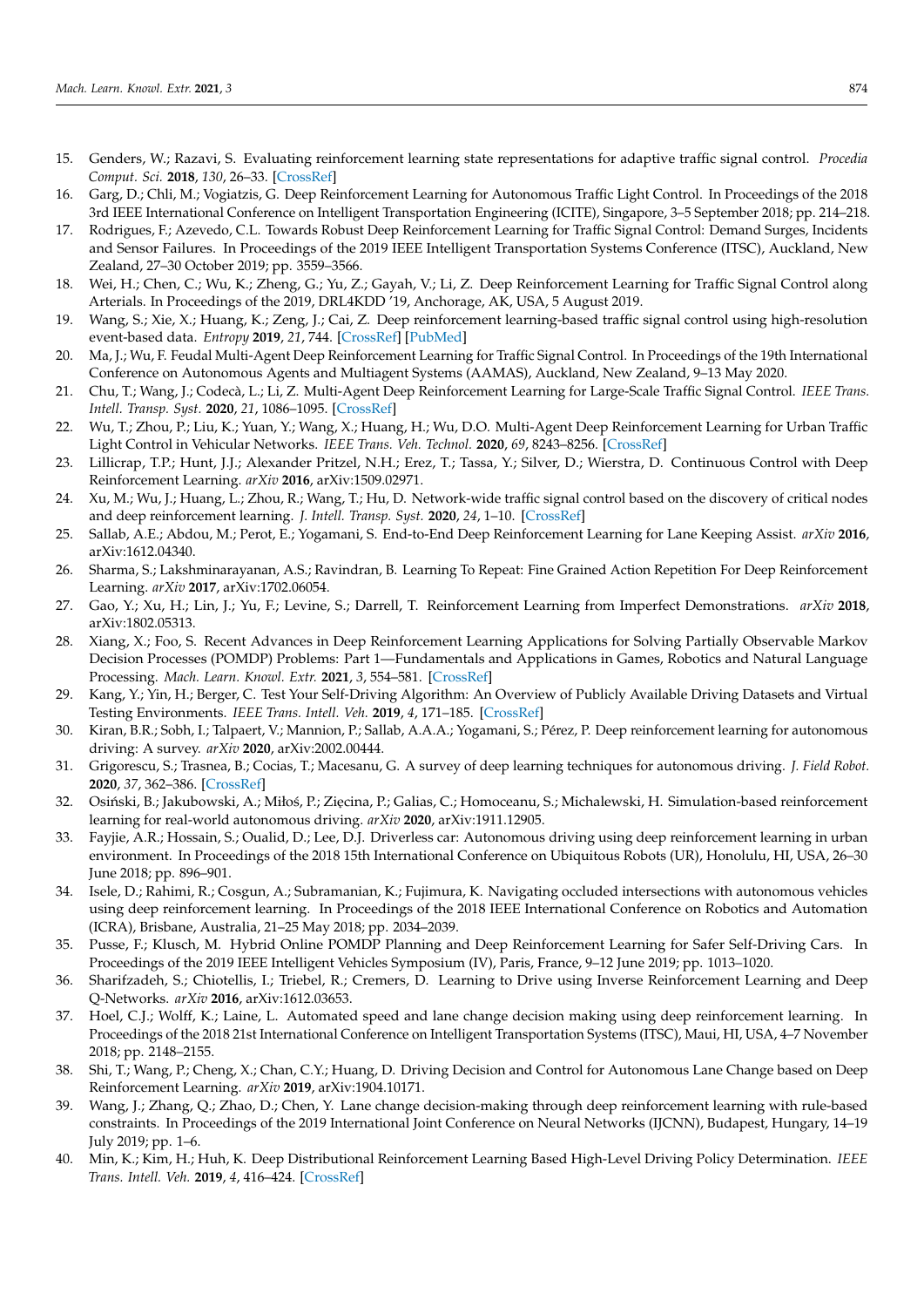15. Genders, W.; Razavi, S. Evaluating reinforcement learning state representations for adaptive traffic signal control. *Procedia Comput. Sci.* **2018**, *130*, 26–33. [CrossRef]
16. Garg, D.; Chli, M.; Vogiatzis, G. Deep Reinforcement Learning for Autonomous Traffic Light Control. In Proceedings of the 2018 3rd IEEE International Conference on Intelligent Transportation Engineering (ICITE), Singapore, 3–5 September 2018; pp. 214–218.
17. Rodrigues, F.; Azevedo, C.L. Towards Robust Deep Reinforcement Learning for Traffic Signal Control: Demand Surges, Incidents and Sensor Failures. In Proceedings of the 2019 IEEE Intelligent Transportation Systems Conference (ITSC), Auckland, New Zealand, 27–30 October 2019; pp. 3559–3566.
18. Wei, H.; Chen, C.; Wu, K.; Zheng, G.; Yu, Z.; Gayah, V.; Li, Z. Deep Reinforcement Learning for Traffic Signal Control along Arterials. In Proceedings of the 2019, DRL4KDD '19, Anchorage, AK, USA, 5 August 2019.
19. Wang, S.; Xie, X.; Huang, K.; Zeng, J.; Cai, Z. Deep reinforcement learning-based traffic signal control using high-resolution event-based data. *Entropy* **2019**, *21*, 744. [CrossRef] [PubMed]
20. Ma, J.; Wu, F. Feudal Multi-Agent Deep Reinforcement Learning for Traffic Signal Control. In Proceedings of the 19th International Conference on Autonomous Agents and Multiagent Systems (AAMAS), Auckland, New Zealand, 9–13 May 2020.
21. Chu, T.; Wang, J.; Codecà, L.; Li, Z. Multi-Agent Deep Reinforcement Learning for Large-Scale Traffic Signal Control. *IEEE Trans. Intell. Transp. Syst.* **2020**, *21*, 1086–1095. [CrossRef]
22. Wu, T.; Zhou, P.; Liu, K.; Yuan, Y.; Wang, X.; Huang, H.; Wu, D.O. Multi-Agent Deep Reinforcement Learning for Urban Traffic Light Control in Vehicular Networks. *IEEE Trans. Veh. Technol.* **2020**, *69*, 8243–8256. [CrossRef]
23. Lillicrap, T.P.; Hunt, J.J.; Alexander Pritzel, N.H.; Erez, T.; Tassa, Y.; Silver, D.; Wierstra, D. Continuous Control with Deep Reinforcement Learning. *arXiv* **2016**, arXiv:1509.02971.
24. Xu, M.; Wu, J.; Huang, L.; Zhou, R.; Wang, T.; Hu, D. Network-wide traffic signal control based on the discovery of critical nodes and deep reinforcement learning. *J. Intell. Transp. Syst.* **2020**, *24*, 1–10. [CrossRef]
25. Sallab, A.E.; Abdou, M.; Perot, E.; Yogamani, S. End-to-End Deep Reinforcement Learning for Lane Keeping Assist. *arXiv* **2016**, arXiv:1612.04340.
26. Sharma, S.; Lakshminarayanan, A.S.; Ravindran, B. Learning To Repeat: Fine Grained Action Repetition For Deep Reinforcement Learning. *arXiv* **2017**, arXiv:1702.06054.
27. Gao, Y.; Xu, H.; Lin, J.; Yu, F.; Levine, S.; Darrell, T. Reinforcement Learning from Imperfect Demonstrations. *arXiv* **2018**, arXiv:1802.05313.
28. Xiang, X.; Foo, S. Recent Advances in Deep Reinforcement Learning Applications for Solving Partially Observable Markov Decision Processes (POMDP) Problems: Part 1—Fundamentals and Applications in Games, Robotics and Natural Language Processing. *Mach. Learn. Knowl. Extr.* **2021**, *3*, 554–581. [CrossRef]
29. Kang, Y.; Yin, H.; Berger, C. Test Your Self-Driving Algorithm: An Overview of Publicly Available Driving Datasets and Virtual Testing Environments. *IEEE Trans. Intell. Veh.* **2019**, *4*, 171–185. [CrossRef]
30. Kiran, B.R.; Sobh, I.; Talpaert, V.; Mannion, P.; Sallab, A.A.A.; Yogamani, S.; Pérez, P. Deep reinforcement learning for autonomous driving: A survey. *arXiv* **2020**, arXiv:2002.00444.
31. Grigorescu, S.; Trasnea, B.; Cocias, T.; Macesanu, G. A survey of deep learning techniques for autonomous driving. *J. Field Robot.* **2020**, *37*, 362–386. [CrossRef]
32. Osiński, B.; Jakubowski, A.; Miłoś, P.; Zięcina, P.; Galias, C.; Homoceanu, S.; Michalewski, H. Simulation-based reinforcement learning for real-world autonomous driving. *arXiv* **2020**, arXiv:1911.12905.
33. Fayjie, A.R.; Hossain, S.; Oualid, D.; Lee, D.J. Driverless car: Autonomous driving using deep reinforcement learning in urban environment. In Proceedings of the 2018 15th International Conference on Ubiquitous Robots (UR), Honolulu, HI, USA, 26–30 June 2018; pp. 896–901.
34. Isele, D.; Rahimi, R.; Cosgun, A.; Subramanian, K.; Fujimura, K. Navigating occluded intersections with autonomous vehicles using deep reinforcement learning. In Proceedings of the 2018 IEEE International Conference on Robotics and Automation (ICRA), Brisbane, Australia, 21–25 May 2018; pp. 2034–2039.
35. Pusse, F.; Klusch, M. Hybrid Online POMDP Planning and Deep Reinforcement Learning for Safer Self-Driving Cars. In Proceedings of the 2019 IEEE Intelligent Vehicles Symposium (IV), Paris, France, 9–12 June 2019; pp. 1013–1020.
36. Sharifzadeh, S.; Chiotellis, I.; Triebel, R.; Cremers, D. Learning to Drive using Inverse Reinforcement Learning and Deep Q-Networks. *arXiv* **2016**, arXiv:1612.03653.
37. Hoel, C.J.; Wolff, K.; Laine, L. Automated speed and lane change decision making using deep reinforcement learning. In Proceedings of the 2018 21st International Conference on Intelligent Transportation Systems (ITSC), Maui, HI, USA, 4–7 November 2018; pp. 2148–2155.
38. Shi, T.; Wang, P.; Cheng, X.; Chan, C.Y.; Huang, D. Driving Decision and Control for Autonomous Lane Change based on Deep Reinforcement Learning. *arXiv* **2019**, arXiv:1904.10171.
39. Wang, J.; Zhang, Q.; Zhao, D.; Chen, Y. Lane change decision-making through deep reinforcement learning with rule-based constraints. In Proceedings of the 2019 International Joint Conference on Neural Networks (IJCNN), Budapest, Hungary, 14–19 July 2019; pp. 1–6.
40. Min, K.; Kim, H.; Huh, K. Deep Distributional Reinforcement Learning Based High-Level Driving Policy Determination. *IEEE Trans. Intell. Veh.* **2019**, *4*, 416–424. [CrossRef]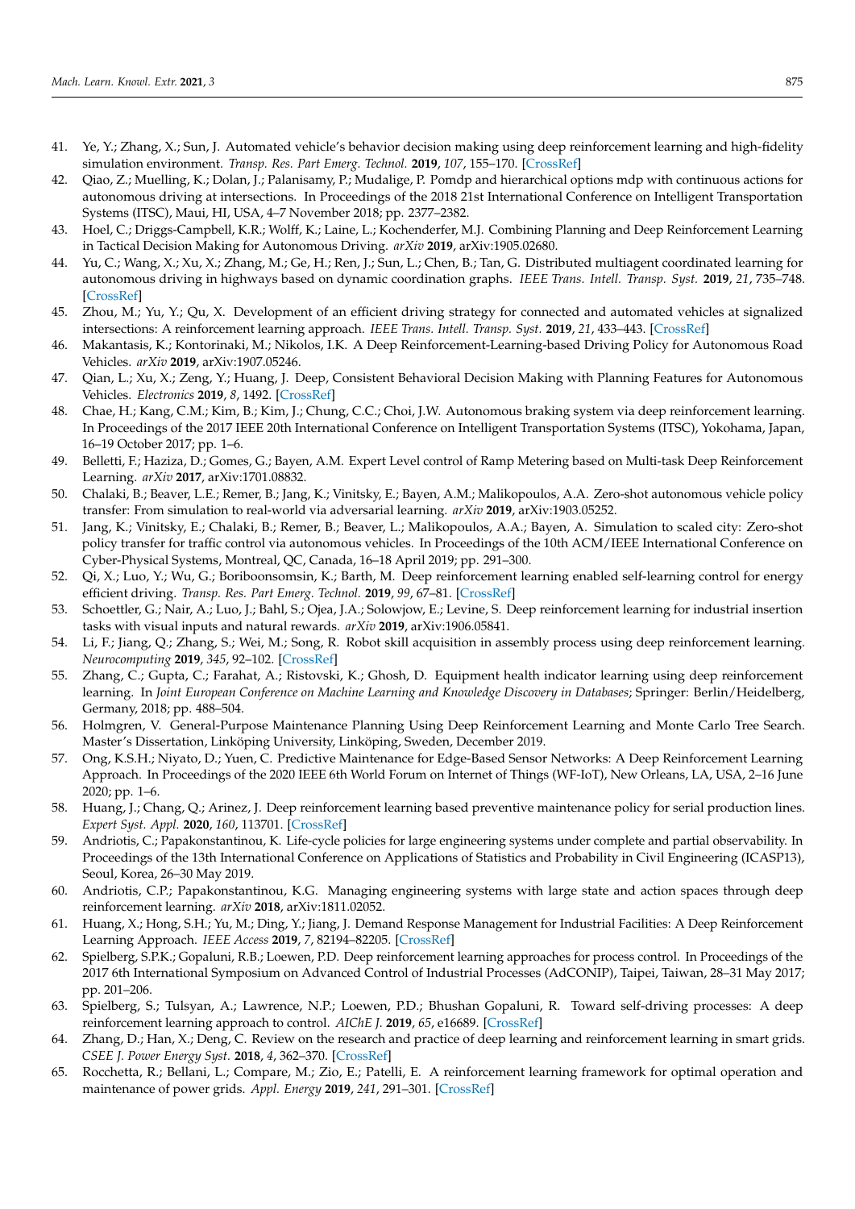41. Ye, Y.; Zhang, X.; Sun, J. Automated vehicle's behavior decision making using deep reinforcement learning and high-fidelity simulation environment. *Transp. Res. Part Emerg. Technol.* **2019**, *107*, 155–170. [CrossRef]
42. Qiao, Z.; Muelling, K.; Dolan, J.; Palanisamy, P.; Mudalige, P. Pomdp and hierarchical options mdp with continuous actions for autonomous driving at intersections. In Proceedings of the 2018 21st International Conference on Intelligent Transportation Systems (ITSC), Maui, HI, USA, 4–7 November 2018; pp. 2377–2382.
43. Hoel, C.; Driggs-Campbell, K.R.; Wolff, K.; Laine, L.; Kochenderfer, M.J. Combining Planning and Deep Reinforcement Learning in Tactical Decision Making for Autonomous Driving. *arXiv* **2019**, arXiv:1905.02680.
44. Yu, C.; Wang, X.; Xu, X.; Zhang, M.; Ge, H.; Ren, J.; Sun, L.; Chen, B.; Tan, G. Distributed multiagent coordinated learning for autonomous driving in highways based on dynamic coordination graphs. *IEEE Trans. Intell. Transp. Syst.* **2019**, *21*, 735–748. [CrossRef]
45. Zhou, M.; Yu, Y.; Qu, X. Development of an efficient driving strategy for connected and automated vehicles at signalized intersections: A reinforcement learning approach. *IEEE Trans. Intell. Transp. Syst.* **2019**, *21*, 433–443. [CrossRef]
46. Makantasis, K.; Kontorinaki, M.; Nikolos, I.K. A Deep Reinforcement-Learning-based Driving Policy for Autonomous Road Vehicles. *arXiv* **2019**, arXiv:1907.05246.
47. Qian, L.; Xu, X.; Zeng, Y.; Huang, J. Deep, Consistent Behavioral Decision Making with Planning Features for Autonomous Vehicles. *Electronics* **2019**, *8*, 1492. [CrossRef]
48. Chae, H.; Kang, C.M.; Kim, B.; Kim, J.; Chung, C.C.; Choi, J.W. Autonomous braking system via deep reinforcement learning. In Proceedings of the 2017 IEEE 20th International Conference on Intelligent Transportation Systems (ITSC), Yokohama, Japan, 16–19 October 2017; pp. 1–6.
49. Belletti, F.; Haziza, D.; Gomes, G.; Bayen, A.M. Expert Level control of Ramp Metering based on Multi-task Deep Reinforcement Learning. *arXiv* **2017**, arXiv:1701.08832.
50. Chalaki, B.; Beaver, L.E.; Remer, B.; Jang, K.; Vinitsky, E.; Bayen, A.M.; Malikopoulos, A.A. Zero-shot autonomous vehicle policy transfer: From simulation to real-world via adversarial learning. *arXiv* **2019**, arXiv:1903.05252.
51. Jang, K.; Vinitsky, E.; Chalaki, B.; Remer, B.; Beaver, L.; Malikopoulos, A.A.; Bayen, A. Simulation to scaled city: Zero-shot policy transfer for traffic control via autonomous vehicles. In Proceedings of the 10th ACM/IEEE International Conference on Cyber-Physical Systems, Montreal, QC, Canada, 16–18 April 2019; pp. 291–300.
52. Qi, X.; Luo, Y.; Wu, G.; Boriboonsomsin, K.; Barth, M. Deep reinforcement learning enabled self-learning control for energy efficient driving. *Transp. Res. Part Emerg. Technol.* **2019**, *99*, 67–81. [CrossRef]
53. Schoettler, G.; Nair, A.; Luo, J.; Bahl, S.; Ojea, J.A.; Solowjow, E.; Levine, S. Deep reinforcement learning for industrial insertion tasks with visual inputs and natural rewards. *arXiv* **2019**, arXiv:1906.05841.
54. Li, F.; Jiang, Q.; Zhang, S.; Wei, M.; Song, R. Robot skill acquisition in assembly process using deep reinforcement learning. *Neurocomputing* **2019**, *345*, 92–102. [CrossRef]
55. Zhang, C.; Gupta, C.; Farahat, A.; Ristovski, K.; Ghosh, D. Equipment health indicator learning using deep reinforcement learning. In *Joint European Conference on Machine Learning and Knowledge Discovery in Databases*; Springer: Berlin/Heidelberg, Germany, 2018; pp. 488–504.
56. Holmgren, V. General-Purpose Maintenance Planning Using Deep Reinforcement Learning and Monte Carlo Tree Search. Master's Dissertation, Linköping University, Linköping, Sweden, December 2019.
57. Ong, K.S.H.; Niyato, D.; Yuen, C. Predictive Maintenance for Edge-Based Sensor Networks: A Deep Reinforcement Learning Approach. In Proceedings of the 2020 IEEE 6th World Forum on Internet of Things (WF-IoT), New Orleans, LA, USA, 2–16 June 2020; pp. 1–6.
58. Huang, J.; Chang, Q.; Arinez, J. Deep reinforcement learning based preventive maintenance policy for serial production lines. *Expert Syst. Appl.* **2020**, *160*, 113701. [CrossRef]
59. Andriotis, C.; Papakonstantinou, K. Life-cycle policies for large engineering systems under complete and partial observability. In Proceedings of the 13th International Conference on Applications of Statistics and Probability in Civil Engineering (ICASP13), Seoul, Korea, 26–30 May 2019.
60. Andriotis, C.P.; Papakonstantinou, K.G. Managing engineering systems with large state and action spaces through deep reinforcement learning. *arXiv* **2018**, arXiv:1811.02052.
61. Huang, X.; Hong, S.H.; Yu, M.; Ding, Y.; Jiang, J. Demand Response Management for Industrial Facilities: A Deep Reinforcement Learning Approach. *IEEE Access* **2019**, *7*, 82194–82205. [CrossRef]
62. Spielberg, S.P.K.; Gopaluni, R.B.; Loewen, P.D. Deep reinforcement learning approaches for process control. In Proceedings of the 2017 6th International Symposium on Advanced Control of Industrial Processes (AdCONIP), Taipei, Taiwan, 28–31 May 2017; pp. 201–206.
63. Spielberg, S.; Tulsyan, A.; Lawrence, N.P.; Loewen, P.D.; Bhushan Gopaluni, R. Toward self-driving processes: A deep reinforcement learning approach to control. *AIChE J.* **2019**, *65*, e16689. [CrossRef]
64. Zhang, D.; Han, X.; Deng, C. Review on the research and practice of deep learning and reinforcement learning in smart grids. *CSEE J. Power Energy Syst.* **2018**, *4*, 362–370. [CrossRef]
65. Rocchetta, R.; Bellani, L.; Compare, M.; Zio, E.; Patelli, E. A reinforcement learning framework for optimal operation and maintenance of power grids. *Appl. Energy* **2019**, *241*, 291–301. [CrossRef]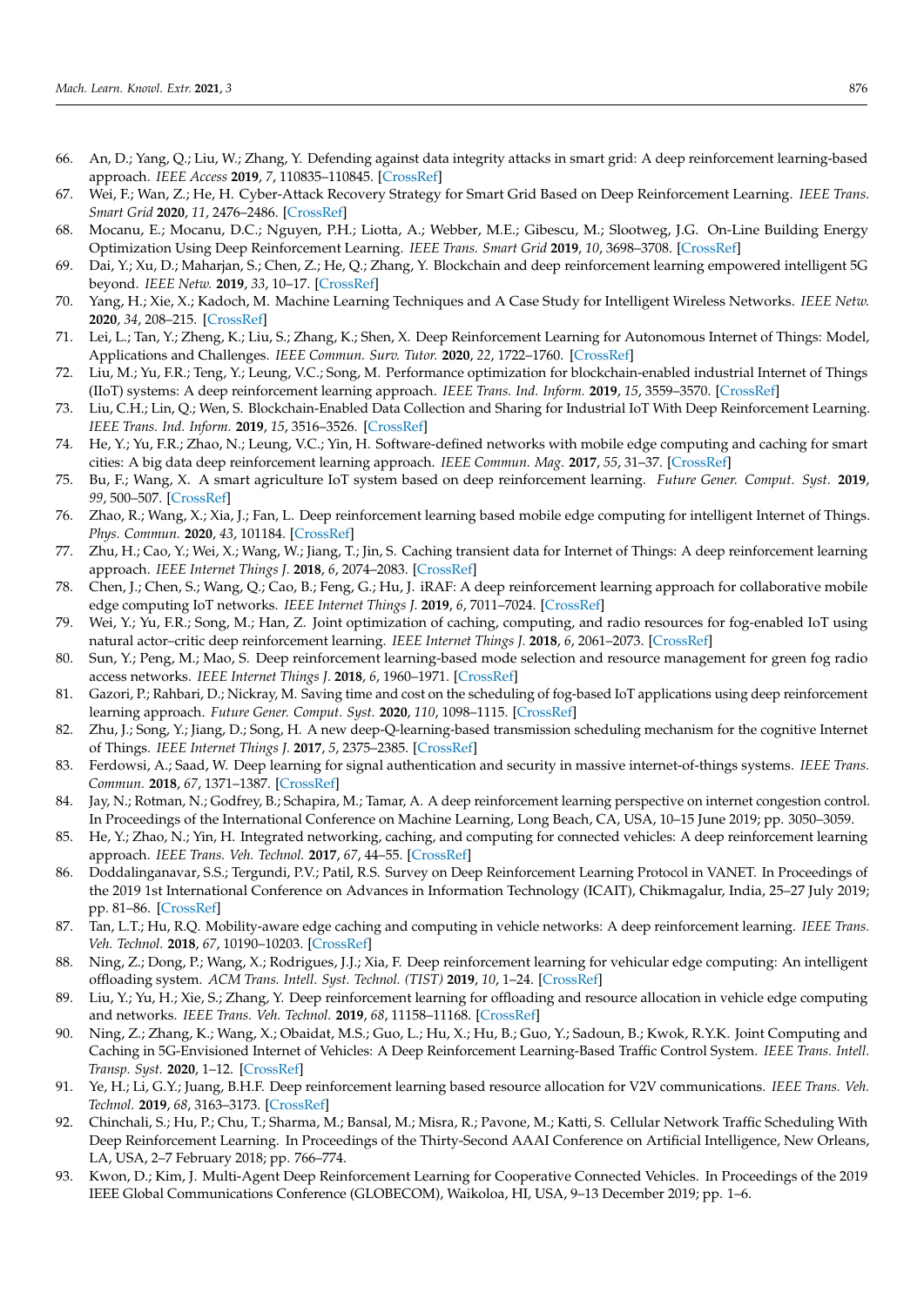66. An, D.; Yang, Q.; Liu, W.; Zhang, Y. Defending against data integrity attacks in smart grid: A deep reinforcement learning-based approach. *IEEE Access* **2019**, *7*, 110835–110845. [CrossRef]
67. Wei, F.; Wan, Z.; He, H. Cyber-Attack Recovery Strategy for Smart Grid Based on Deep Reinforcement Learning. *IEEE Trans. Smart Grid* **2020**, *11*, 2476–2486. [CrossRef]
68. Mocanu, E.; Mocanu, D.C.; Nguyen, P.H.; Liotta, A.; Webber, M.E.; Gibescu, M.; Slootweg, J.G. On-Line Building Energy Optimization Using Deep Reinforcement Learning. *IEEE Trans. Smart Grid* **2019**, *10*, 3698–3708. [CrossRef]
69. Dai, Y.; Xu, D.; Maharjan, S.; Chen, Z.; He, Q.; Zhang, Y. Blockchain and deep reinforcement learning empowered intelligent 5G beyond. *IEEE Netw.* **2019**, *33*, 10–17. [CrossRef]
70. Yang, H.; Xie, X.; Kadoch, M. Machine Learning Techniques and A Case Study for Intelligent Wireless Networks. *IEEE Netw.* **2020**, *34*, 208–215. [CrossRef]
71. Lei, L.; Tan, Y.; Zheng, K.; Liu, S.; Zhang, K.; Shen, X. Deep Reinforcement Learning for Autonomous Internet of Things: Model, Applications and Challenges. *IEEE Commun. Surv. Tutor.* **2020**, *22*, 1722–1760. [CrossRef]
72. Liu, M.; Yu, F.R.; Teng, Y.; Leung, V.C.; Song, M. Performance optimization for blockchain-enabled industrial Internet of Things (IIoT) systems: A deep reinforcement learning approach. *IEEE Trans. Ind. Inform.* **2019**, *15*, 3559–3570. [CrossRef]
73. Liu, C.H.; Lin, Q.; Wen, S. Blockchain-Enabled Data Collection and Sharing for Industrial IoT With Deep Reinforcement Learning. *IEEE Trans. Ind. Inform.* **2019**, *15*, 3516–3526. [CrossRef]
74. He, Y.; Yu, F.R.; Zhao, N.; Leung, V.C.; Yin, H. Software-defined networks with mobile edge computing and caching for smart cities: A big data deep reinforcement learning approach. *IEEE Commun. Mag.* **2017**, *55*, 31–37. [CrossRef]
75. Bu, F.; Wang, X. A smart agriculture IoT system based on deep reinforcement learning. *Future Gener. Comput. Syst.* **2019**, *99*, 500–507. [CrossRef]
76. Zhao, R.; Wang, X.; Xia, J.; Fan, L. Deep reinforcement learning based mobile edge computing for intelligent Internet of Things. *Phys. Commun.* **2020**, *43*, 101184. [CrossRef]
77. Zhu, H.; Cao, Y.; Wei, X.; Wang, W.; Jiang, T.; Jin, S. Caching transient data for Internet of Things: A deep reinforcement learning approach. *IEEE Internet Things J.* **2018**, *6*, 2074–2083. [CrossRef]
78. Chen, J.; Chen, S.; Wang, Q.; Cao, B.; Feng, G.; Hu, J. iRAF: A deep reinforcement learning approach for collaborative mobile edge computing IoT networks. *IEEE Internet Things J.* **2019**, *6*, 7011–7024. [CrossRef]
79. Wei, Y.; Yu, F.R.; Song, M.; Han, Z. Joint optimization of caching, computing, and radio resources for fog-enabled IoT using natural actor–critic deep reinforcement learning. *IEEE Internet Things J.* **2018**, *6*, 2061–2073. [CrossRef]
80. Sun, Y.; Peng, M.; Mao, S. Deep reinforcement learning-based mode selection and resource management for green fog radio access networks. *IEEE Internet Things J.* **2018**, *6*, 1960–1971. [CrossRef]
81. Gazori, P.; Rahbari, D.; Nickray, M. Saving time and cost on the scheduling of fog-based IoT applications using deep reinforcement learning approach. *Future Gener. Comput. Syst.* **2020**, *110*, 1098–1115. [CrossRef]
82. Zhu, J.; Song, Y.; Jiang, D.; Song, H. A new deep-Q-learning-based transmission scheduling mechanism for the cognitive Internet of Things. *IEEE Internet Things J.* **2017**, *5*, 2375–2385. [CrossRef]
83. Ferdowsi, A.; Saad, W. Deep learning for signal authentication and security in massive internet-of-things systems. *IEEE Trans. Commun.* **2018**, *67*, 1371–1387. [CrossRef]
84. Jay, N.; Rotman, N.; Godfrey, B.; Schapira, M.; Tamar, A. A deep reinforcement learning perspective on internet congestion control. In Proceedings of the International Conference on Machine Learning, Long Beach, CA, USA, 10–15 June 2019; pp. 3050–3059.
85. He, Y.; Zhao, N.; Yin, H. Integrated networking, caching, and computing for connected vehicles: A deep reinforcement learning approach. *IEEE Trans. Veh. Technol.* **2017**, *67*, 44–55. [CrossRef]
86. Doddalinganavar, S.S.; Tergundi, P.V.; Patil, R.S. Survey on Deep Reinforcement Learning Protocol in VANET. In Proceedings of the 2019 1st International Conference on Advances in Information Technology (ICAIT), Chikmagalur, India, 25–27 July 2019; pp. 81–86. [CrossRef]
87. Tan, L.T.; Hu, R.Q. Mobility-aware edge caching and computing in vehicle networks: A deep reinforcement learning. *IEEE Trans. Veh. Technol.* **2018**, *67*, 10190–10203. [CrossRef]
88. Ning, Z.; Dong, P.; Wang, X.; Rodrigues, J.J.; Xia, F. Deep reinforcement learning for vehicular edge computing: An intelligent offloading system. *ACM Trans. Intell. Syst. Technol. (TIST)* **2019**, *10*, 1–24. [CrossRef]
89. Liu, Y.; Yu, H.; Xie, S.; Zhang, Y. Deep reinforcement learning for offloading and resource allocation in vehicle edge computing and networks. *IEEE Trans. Veh. Technol.* **2019**, *68*, 11158–11168. [CrossRef]
90. Ning, Z.; Zhang, K.; Wang, X.; Obaidat, M.S.; Guo, L.; Hu, X.; Hu, B.; Guo, Y.; Sadoun, B.; Kwok, R.Y.K. Joint Computing and Caching in 5G-Envisioned Internet of Vehicles: A Deep Reinforcement Learning-Based Traffic Control System. *IEEE Trans. Intell. Transp. Syst.* **2020**, 1–12. [CrossRef]
91. Ye, H.; Li, G.Y.; Juang, B.H.F. Deep reinforcement learning based resource allocation for V2V communications. *IEEE Trans. Veh. Technol.* **2019**, *68*, 3163–3173. [CrossRef]
92. Chinchali, S.; Hu, P.; Chu, T.; Sharma, M.; Bansal, M.; Misra, R.; Pavone, M.; Katti, S. Cellular Network Traffic Scheduling With Deep Reinforcement Learning. In Proceedings of the Thirty-Second AAAI Conference on Artificial Intelligence, New Orleans, LA, USA, 2–7 February 2018; pp. 766–774.
93. Kwon, D.; Kim, J. Multi-Agent Deep Reinforcement Learning for Cooperative Connected Vehicles. In Proceedings of the 2019 IEEE Global Communications Conference (GLOBECOM), Waikoloa, HI, USA, 9–13 December 2019; pp. 1–6.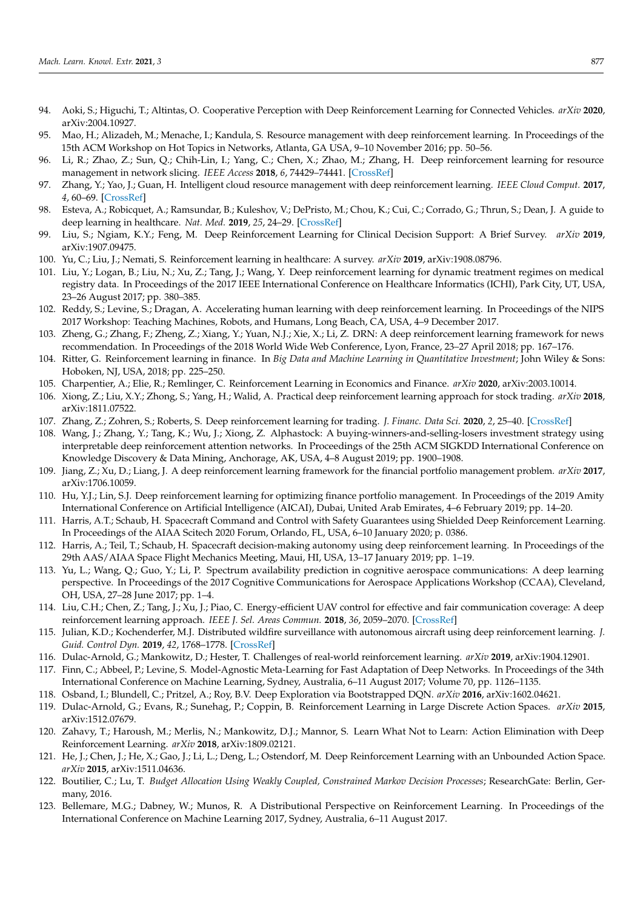94. Aoki, S.; Higuchi, T.; Altintas, O. Cooperative Perception with Deep Reinforcement Learning for Connected Vehicles. *arXiv* **2020**, arXiv:2004.10927.
95. Mao, H.; Alizadeh, M.; Menache, I.; Kandula, S. Resource management with deep reinforcement learning. In Proceedings of the 15th ACM Workshop on Hot Topics in Networks, Atlanta, GA USA, 9–10 November 2016; pp. 50–56.
96. Li, R.; Zhao, Z.; Sun, Q.; Chih-Lin, I.; Yang, C.; Chen, X.; Zhao, M.; Zhang, H. Deep reinforcement learning for resource management in network slicing. *IEEE Access* **2018**, *6*, 74429–74441. [CrossRef]
97. Zhang, Y.; Yao, J.; Guan, H. Intelligent cloud resource management with deep reinforcement learning. *IEEE Cloud Comput.* **2017**, *4*, 60–69. [CrossRef]
98. Esteva, A.; Robicquet, A.; Ramsundar, B.; Kuleshov, V.; DePristo, M.; Chou, K.; Cui, C.; Corrado, G.; Thrun, S.; Dean, J. A guide to deep learning in healthcare. *Nat. Med.* **2019**, *25*, 24–29. [CrossRef]
99. Liu, S.; Ngiam, K.Y.; Feng, M. Deep Reinforcement Learning for Clinical Decision Support: A Brief Survey. *arXiv* **2019**, arXiv:1907.09475.
100. Yu, C.; Liu, J.; Nemati, S. Reinforcement learning in healthcare: A survey. *arXiv* **2019**, arXiv:1908.08796.
101. Liu, Y.; Logan, B.; Liu, N.; Xu, Z.; Tang, J.; Wang, Y. Deep reinforcement learning for dynamic treatment regimes on medical registry data. In Proceedings of the 2017 IEEE International Conference on Healthcare Informatics (ICHI), Park City, UT, USA, 23–26 August 2017; pp. 380–385.
102. Reddy, S.; Levine, S.; Dragan, A. Accelerating human learning with deep reinforcement learning. In Proceedings of the NIPS 2017 Workshop: Teaching Machines, Robots, and Humans, Long Beach, CA, USA, 4–9 December 2017.
103. Zheng, G.; Zhang, F.; Zheng, Z.; Xiang, Y.; Yuan, N.J.; Xie, X.; Li, Z. DRN: A deep reinforcement learning framework for news recommendation. In Proceedings of the 2018 World Wide Web Conference, Lyon, France, 23–27 April 2018; pp. 167–176.
104. Ritter, G. Reinforcement learning in finance. In *Big Data and Machine Learning in Quantitative Investment*; John Wiley & Sons: Hoboken, NJ, USA, 2018; pp. 225–250.
105. Charpentier, A.; Elie, R.; Remlinger, C. Reinforcement Learning in Economics and Finance. *arXiv* **2020**, arXiv:2003.10014.
106. Xiong, Z.; Liu, X.Y.; Zhong, S.; Yang, H.; Walid, A. Practical deep reinforcement learning approach for stock trading. *arXiv* **2018**, arXiv:1811.07522.
107. Zhang, Z.; Zohren, S.; Roberts, S. Deep reinforcement learning for trading. *J. Financ. Data Sci.* **2020**, *2*, 25–40. [CrossRef]
108. Wang, J.; Zhang, Y.; Tang, K.; Wu, J.; Xiong, Z. Alphastock: A buying-winners-and-selling-losers investment strategy using interpretable deep reinforcement attention networks. In Proceedings of the 25th ACM SIGKDD International Conference on Knowledge Discovery & Data Mining, Anchorage, AK, USA, 4–8 August 2019; pp. 1900–1908.
109. Jiang, Z.; Xu, D.; Liang, J. A deep reinforcement learning framework for the financial portfolio management problem. *arXiv* **2017**, arXiv:1706.10059.
110. Hu, Y.J.; Lin, S.J. Deep reinforcement learning for optimizing finance portfolio management. In Proceedings of the 2019 Amity International Conference on Artificial Intelligence (AICAI), Dubai, United Arab Emirates, 4–6 February 2019; pp. 14–20.
111. Harris, A.T.; Schaub, H. Spacecraft Command and Control with Safety Guarantees using Shielded Deep Reinforcement Learning. In Proceedings of the AIAA Scitech 2020 Forum, Orlando, FL, USA, 6–10 January 2020; p. 0386.
112. Harris, A.; Teil, T.; Schaub, H. Spacecraft decision-making autonomy using deep reinforcement learning. In Proceedings of the 29th AAS/AIAA Space Flight Mechanics Meeting, Maui, HI, USA, 13–17 January 2019; pp. 1–19.
113. Yu, L.; Wang, Q.; Guo, Y.; Li, P. Spectrum availability prediction in cognitive aerospace communications: A deep learning perspective. In Proceedings of the 2017 Cognitive Communications for Aerospace Applications Workshop (CCAA), Cleveland, OH, USA, 27–28 June 2017; pp. 1–4.
114. Liu, C.H.; Chen, Z.; Tang, J.; Xu, J.; Piao, C. Energy-efficient UAV control for effective and fair communication coverage: A deep reinforcement learning approach. *IEEE J. Sel. Areas Commun.* **2018**, *36*, 2059–2070. [CrossRef]
115. Julian, K.D.; Kochenderfer, M.J. Distributed wildfire surveillance with autonomous aircraft using deep reinforcement learning. *J. Guid. Control Dyn.* **2019**, *42*, 1768–1778. [CrossRef]
116. Dulac-Arnold, G.; Mankowitz, D.; Hester, T. Challenges of real-world reinforcement learning. *arXiv* **2019**, arXiv:1904.12901.
117. Finn, C.; Abbeel, P.; Levine, S. Model-Agnostic Meta-Learning for Fast Adaptation of Deep Networks. In Proceedings of the 34th International Conference on Machine Learning, Sydney, Australia, 6–11 August 2017; Volume 70, pp. 1126–1135.
118. Osband, I.; Blundell, C.; Pritzel, A.; Roy, B.V. Deep Exploration via Bootstrapped DQN. *arXiv* **2016**, arXiv:1602.04621.
119. Dulac-Arnold, G.; Evans, R.; Sunehag, P.; Coppin, B. Reinforcement Learning in Large Discrete Action Spaces. *arXiv* **2015**, arXiv:1512.07679.
120. Zahavy, T.; Haroush, M.; Merlis, N.; Mankowitz, D.J.; Mannor, S. Learn What Not to Learn: Action Elimination with Deep Reinforcement Learning. *arXiv* **2018**, arXiv:1809.02121.
121. He, J.; Chen, J.; He, X.; Gao, J.; Li, L.; Deng, L.; Ostendorf, M. Deep Reinforcement Learning with an Unbounded Action Space. *arXiv* **2015**, arXiv:1511.04636.
122. Boutilier, C.; Lu, T. *Budget Allocation Using Weakly Coupled, Constrained Markov Decision Processes*; ResearchGate: Berlin, Germany, 2016.
123. Bellemare, M.G.; Dabney, W.; Munos, R. A Distributional Perspective on Reinforcement Learning. In Proceedings of the International Conference on Machine Learning 2017, Sydney, Australia, 6–11 August 2017.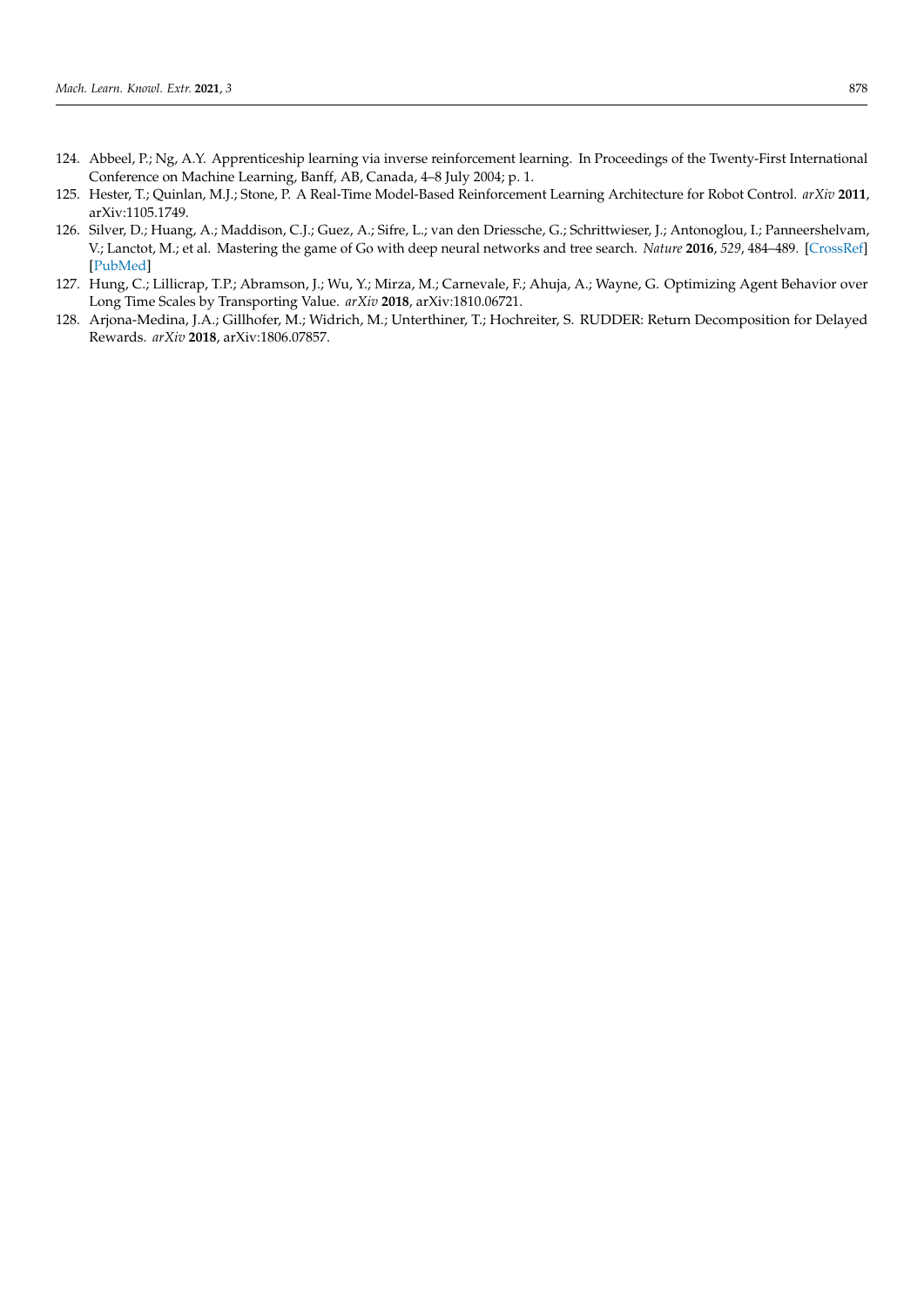124. Abbeel, P.; Ng, A.Y. Apprenticeship learning via inverse reinforcement learning. In Proceedings of the Twenty-First International Conference on Machine Learning, Banff, AB, Canada, 4–8 July 2004; p. 1.
125. Hester, T.; Quinlan, M.J.; Stone, P. A Real-Time Model-Based Reinforcement Learning Architecture for Robot Control. *arXiv* **2011**, arXiv:1105.1749.
126. Silver, D.; Huang, A.; Maddison, C.J.; Guez, A.; Sifre, L.; van den Driessche, G.; Schrittwieser, J.; Antonoglou, I.; Panneershelvam, V.; Lanctot, M.; et al. Mastering the game of Go with deep neural networks and tree search. *Nature* **2016**, *529*, 484–489. [CrossRef] [PubMed]
127. Hung, C.; Lillicrap, T.P.; Abramson, J.; Wu, Y.; Mirza, M.; Carnevale, F.; Ahuja, A.; Wayne, G. Optimizing Agent Behavior over Long Time Scales by Transporting Value. *arXiv* **2018**, arXiv:1810.06721.
128. Arjona-Medina, J.A.; Gillhofer, M.; Widrich, M.; Unterthiner, T.; Hochreiter, S. RUDDER: Return Decomposition for Delayed Rewards. *arXiv* **2018**, arXiv:1806.07857.